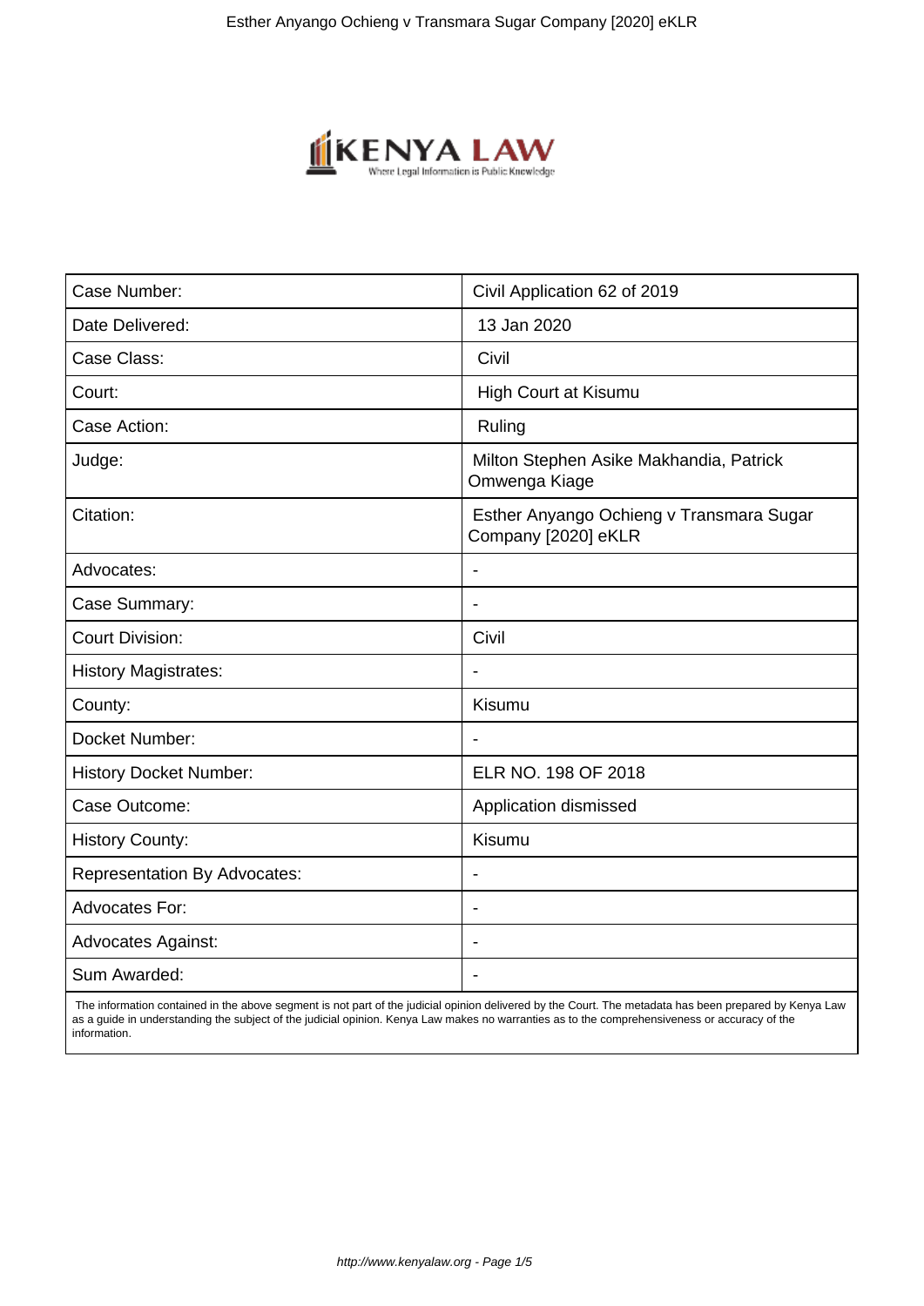| Case Number: | Civil Application 62 of 2019 |
| --- | --- |
| Date Delivered: | 13 Jan 2020 |
| Case Class: | Civil |
| Court: | High Court at Kisumu |
| Case Action: | Ruling |
| Judge: | Milton Stephen Asike Makhandia, Patrick Omwenga Kiage |
| Citation: | Esther Anyango Ochieng v Transmara Sugar Company [2020] eKLR |
| Advocates: | - |
| Case Summary: | - |
| Court Division: | Civil |
| History Magistrates: | - |
| County: | Kisumu |
| Docket Number: | - |
| History Docket Number: | ELR NO. 198 OF 2018 |
| Case Outcome: | Application dismissed |
| History County: | Kisumu |
| Representation By Advocates: | - |
| Advocates For: | - |
| Advocates Against: | - |
| Sum Awarded: | - |

The information contained in the above segment is not part of the judicial opinion delivered by the Court. The metadata has been prepared by Kenya Law as a guide in understanding the subject of the judicial opinion. Kenya Law makes no warranties as to the comprehensiveness or accuracy of the information.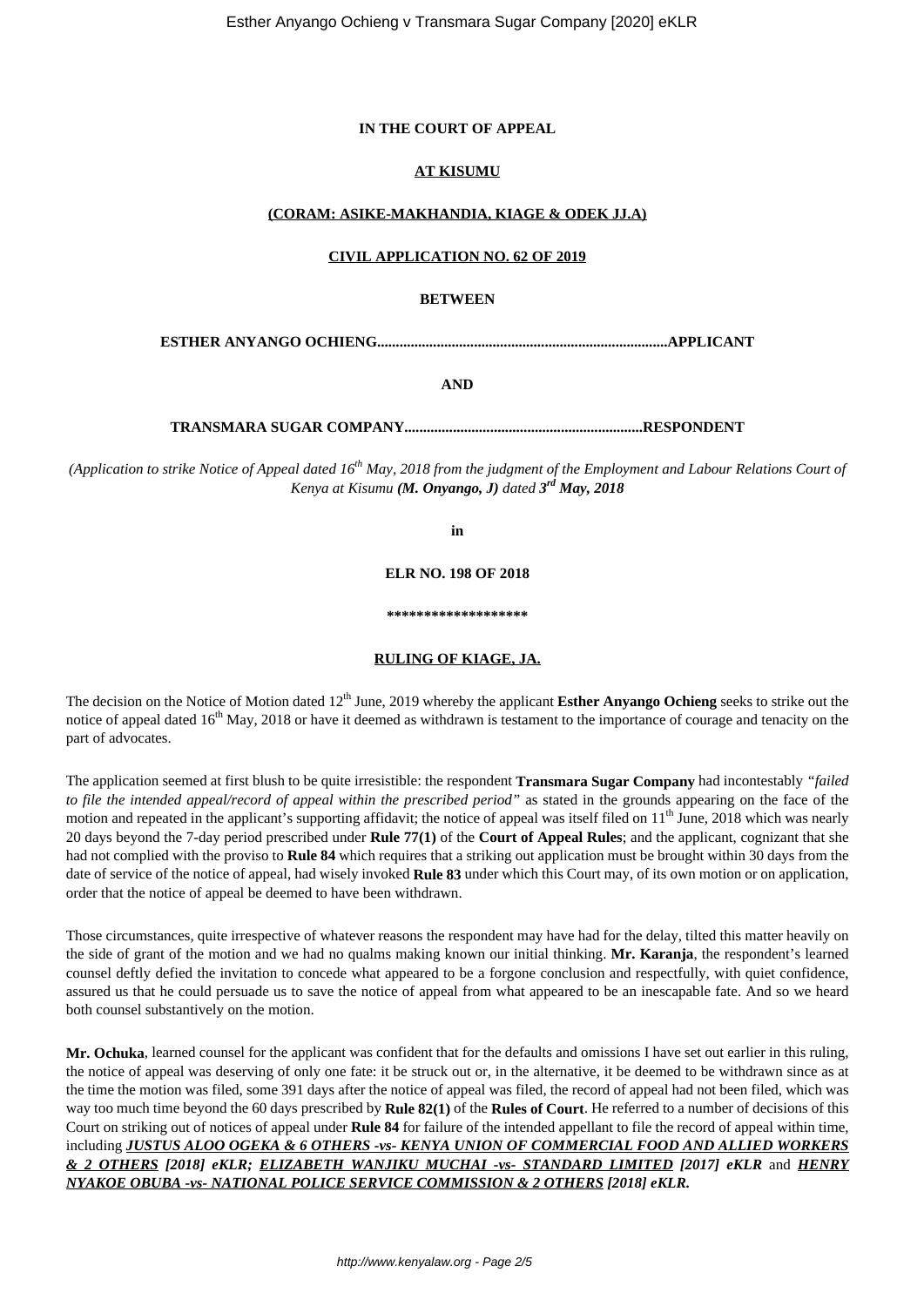**IN THE COURT OF APPEAL**

**AT KISUMU**

**(CORAM: ASIKE-MAKHANDIA, KIAGE & ODEK JJ.A)**

**CIVIL APPLICATION NO. 62 OF 2019**

**BETWEEN**

**ESTHER ANYANGO OCHIENG..........................................................................APPLICANT**

**AND**

**TRANSMARA SUGAR COMPANY...............................................................RESPONDENT**

*(Application to strike Notice of Appeal dated 16th May, 2018 from the judgment of the Employment and Labour Relations Court of Kenya at Kisumu **(M. Onyango, J)** dated **3rd May, 2018***

**in**

**ELR NO. 198 OF 2018**

**\*\*\*\*\*\*\*\*\*\*\*\*\*\*\*\*\*\*\***

**RULING OF KIAGE, JA.**

The decision on the Notice of Motion dated 12th June, 2019 whereby the applicant **Esther Anyango Ochieng** seeks to strike out the notice of appeal dated 16th May, 2018 or have it deemed as withdrawn is testament to the importance of courage and tenacity on the part of advocates.

The application seemed at first blush to be quite irresistible: the respondent **Transmara Sugar Company** had incontestably *"failed to file the intended appeal/record of appeal within the prescribed period"* as stated in the grounds appearing on the face of the motion and repeated in the applicant's supporting affidavit; the notice of appeal was itself filed on 11th June, 2018 which was nearly 20 days beyond the 7-day period prescribed under **Rule 77(1)** of the **Court of Appeal Rules**; and the applicant, cognizant that she had not complied with the proviso to **Rule 84** which requires that a striking out application must be brought within 30 days from the date of service of the notice of appeal, had wisely invoked **Rule 83** under which this Court may, of its own motion or on application, order that the notice of appeal be deemed to have been withdrawn.

Those circumstances, quite irrespective of whatever reasons the respondent may have had for the delay, tilted this matter heavily on the side of grant of the motion and we had no qualms making known our initial thinking. **Mr. Karanja**, the respondent's learned counsel deftly defied the invitation to concede what appeared to be a forgone conclusion and respectfully, with quiet confidence, assured us that he could persuade us to save the notice of appeal from what appeared to be an inescapable fate. And so we heard both counsel substantively on the motion.

**Mr. Ochuka**, learned counsel for the applicant was confident that for the defaults and omissions I have set out earlier in this ruling, the notice of appeal was deserving of only one fate: it be struck out or, in the alternative, it be deemed to be withdrawn since as at the time the motion was filed, some 391 days after the notice of appeal was filed, the record of appeal had not been filed, which was way too much time beyond the 60 days prescribed by **Rule 82(1)** of the **Rules of Court**. He referred to a number of decisions of this Court on striking out of notices of appeal under **Rule 84** for failure of the intended appellant to file the record of appeal within time, including ***JUSTUS ALOO OGEKA & 6 OTHERS -vs- KENYA UNION OF COMMERCIAL FOOD AND ALLIED WORKERS & 2 OTHERS [2018] eKLR; ELIZABETH WANJIKU MUCHAI -vs- STANDARD LIMITED [2017] eKLR*** and ***HENRY NYAKOE OBUBA -vs- NATIONAL POLICE SERVICE COMMISSION & 2 OTHERS [2018] eKLR.***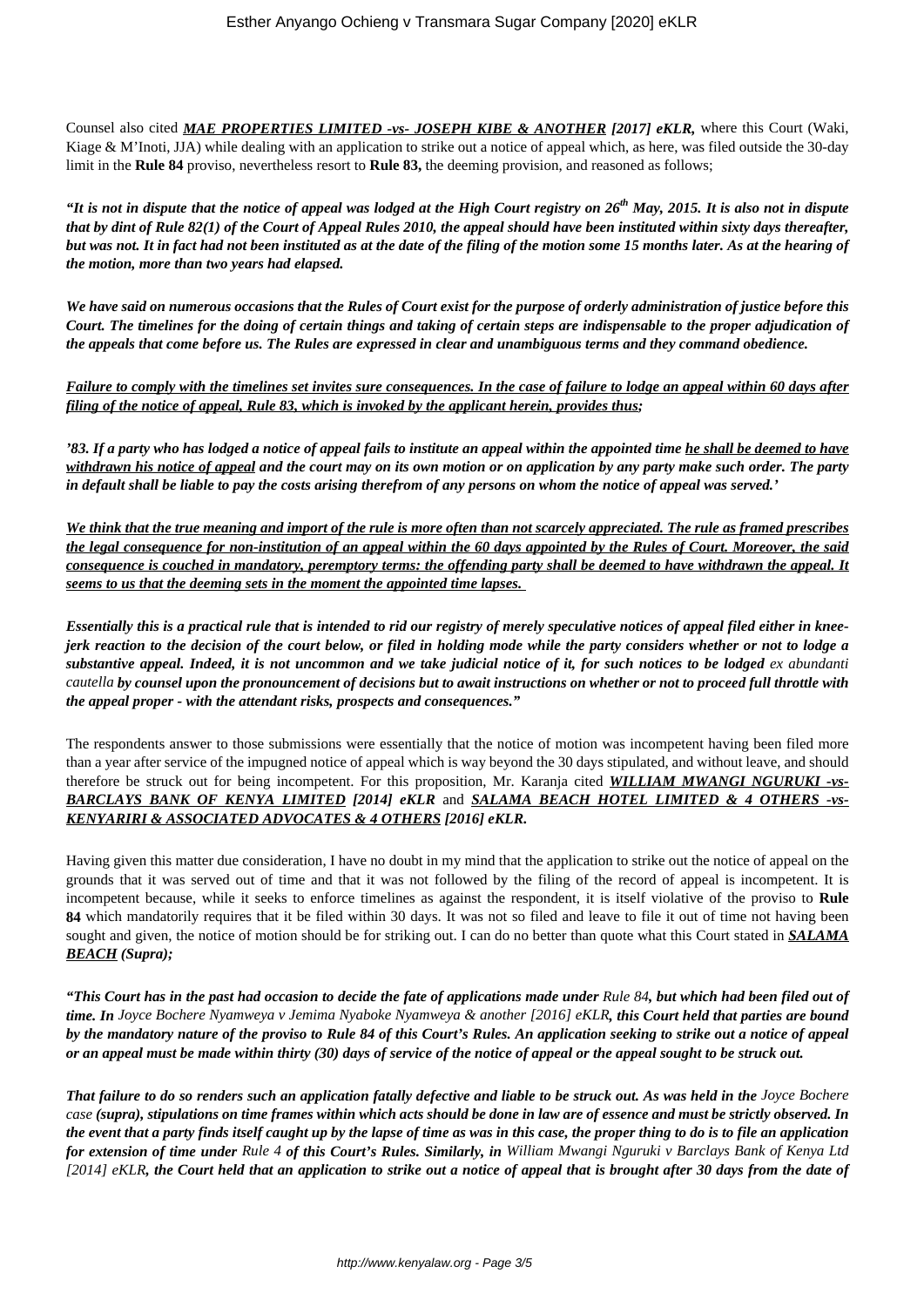Counsel also cited ***MAE PROPERTIES LIMITED -vs- JOSEPH KIBE & ANOTHER*** ***[2017] eKLR***, where this Court (Waki, Kiage & M'Inoti, JJA) while dealing with an application to strike out a notice of appeal which, as here, was filed outside the 30-day limit in the **Rule 84** proviso, nevertheless resort to **Rule 83,** the deeming provision, and reasoned as follows;

***"It is not in dispute that the notice of appeal was lodged at the High Court registry on 26th May, 2015. It is also not in dispute that by dint of Rule 82(1) of the Court of Appeal Rules 2010, the appeal should have been instituted within sixty days thereafter, but was not. It in fact had not been instituted as at the date of the filing of the motion some 15 months later. As at the hearing of the motion, more than two years had elapsed.***

***We have said on numerous occasions that the Rules of Court exist for the purpose of orderly administration of justice before this Court. The timelines for the doing of certain things and taking of certain steps are indispensable to the proper adjudication of the appeals that come before us. The Rules are expressed in clear and unambiguous terms and they command obedience.***

***Failure to comply with the timelines set invites sure consequences. In the case of failure to lodge an appeal within 60 days after filing of the notice of appeal, Rule 83, which is invoked by the applicant herein, provides thus;***

***'83. If a party who has lodged a notice of appeal fails to institute an appeal within the appointed time he shall be deemed to have withdrawn his notice of appeal and the court may on its own motion or on application by any party make such order. The party in default shall be liable to pay the costs arising therefrom of any persons on whom the notice of appeal was served.'***

***We think that the true meaning and import of the rule is more often than not scarcely appreciated. The rule as framed prescribes the legal consequence for non-institution of an appeal within the 60 days appointed by the Rules of Court. Moreover, the said consequence is couched in mandatory, peremptory terms: the offending party shall be deemed to have withdrawn the appeal. It seems to us that the deeming sets in the moment the appointed time lapses.***

***Essentially this is a practical rule that is intended to rid our registry of merely speculative notices of appeal filed either in knee-jerk reaction to the decision of the court below, or filed in holding mode while the party considers whether or not to lodge a substantive appeal. Indeed, it is not uncommon and we take judicial notice of it, for such notices to be lodged*** *ex abundanti cautella* ***by counsel upon the pronouncement of decisions but to await instructions on whether or not to proceed full throttle with the appeal proper - with the attendant risks, prospects and consequences."***

The respondents answer to those submissions were essentially that the notice of motion was incompetent having been filed more than a year after service of the impugned notice of appeal which is way beyond the 30 days stipulated, and without leave, and should therefore be struck out for being incompetent. For this proposition, Mr. Karanja cited ***WILLIAM MWANGI NGURUKI -vs- BARCLAYS BANK OF KENYA LIMITED [2014] eKLR*** and ***SALAMA BEACH HOTEL LIMITED & 4 OTHERS -vs- KENYARIRI & ASSOCIATED ADVOCATES & 4 OTHERS [2016] eKLR.***

Having given this matter due consideration, I have no doubt in my mind that the application to strike out the notice of appeal on the grounds that it was served out of time and that it was not followed by the filing of the record of appeal is incompetent. It is incompetent because, while it seeks to enforce timelines as against the respondent, it is itself violative of the proviso to **Rule 84** which mandatorily requires that it be filed within 30 days. It was not so filed and leave to file it out of time not having been sought and given, the notice of motion should be for striking out. I can do no better than quote what this Court stated in ***SALAMA BEACH (Supra);***

***"This Court has in the past had occasion to decide the fate of applications made under*** *Rule 84****, but which had been filed out of time. In*** *Joyce Bochere Nyamweya v Jemima Nyaboke Nyamweya & another [2016] eKLR****, this Court held that parties are bound by the mandatory nature of the proviso to Rule 84 of this Court's Rules. An application seeking to strike out a notice of appeal or an appeal must be made within thirty (30) days of service of the notice of appeal or the appeal sought to be struck out.***

***That failure to do so renders such an application fatally defective and liable to be struck out. As was held in the*** *Joyce Bochere case* ***(supra), stipulations on time frames within which acts should be done in law are of essence and must be strictly observed. In the event that a party finds itself caught up by the lapse of time as was in this case, the proper thing to do is to file an application for extension of time under*** *Rule 4* ***of this Court's Rules. Similarly, in*** *William Mwangi Nguruki v Barclays Bank of Kenya Ltd [2014] eKLR****, the Court held that an application to strike out a notice of appeal that is brought after 30 days from the date of***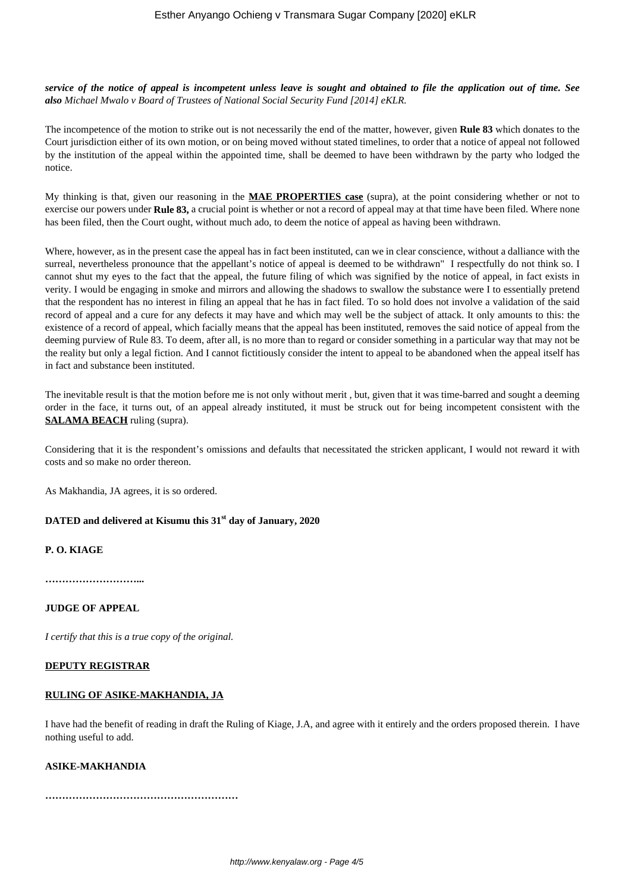***service of the notice of appeal is incompetent unless leave is sought and obtained to file the application out of time. See also*** *Michael Mwalo v Board of Trustees of National Social Security Fund [2014] eKLR.*

The incompetence of the motion to strike out is not necessarily the end of the matter, however, given **Rule 83** which donates to the Court jurisdiction either of its own motion, or on being moved without stated timelines, to order that a notice of appeal not followed by the institution of the appeal within the appointed time, shall be deemed to have been withdrawn by the party who lodged the notice.

My thinking is that, given our reasoning in the **MAE PROPERTIES case** (supra), at the point considering whether or not to exercise our powers under **Rule 83,** a crucial point is whether or not a record of appeal may at that time have been filed. Where none has been filed, then the Court ought, without much ado, to deem the notice of appeal as having been withdrawn.

Where, however, as in the present case the appeal has in fact been instituted, can we in clear conscience, without a dalliance with the surreal, nevertheless pronounce that the appellant's notice of appeal is deemed to be withdrawn" I respectfully do not think so. I cannot shut my eyes to the fact that the appeal, the future filing of which was signified by the notice of appeal, in fact exists in verity. I would be engaging in smoke and mirrors and allowing the shadows to swallow the substance were I to essentially pretend that the respondent has no interest in filing an appeal that he has in fact filed. To so hold does not involve a validation of the said record of appeal and a cure for any defects it may have and which may well be the subject of attack. It only amounts to this: the existence of a record of appeal, which facially means that the appeal has been instituted, removes the said notice of appeal from the deeming purview of Rule 83. To deem, after all, is no more than to regard or consider something in a particular way that may not be the reality but only a legal fiction. And I cannot fictitiously consider the intent to appeal to be abandoned when the appeal itself has in fact and substance been instituted.

The inevitable result is that the motion before me is not only without merit , but, given that it was time-barred and sought a deeming order in the face, it turns out, of an appeal already instituted, it must be struck out for being incompetent consistent with the **SALAMA BEACH** ruling (supra).

Considering that it is the respondent's omissions and defaults that necessitated the stricken applicant, I would not reward it with costs and so make no order thereon.

As Makhandia, JA agrees, it is so ordered.

**DATED and delivered at Kisumu this 31st day of January, 2020**

**P. O. KIAGE**

**………………………...**

**JUDGE OF APPEAL**

*I certify that this is a true copy of the original.*

**DEPUTY REGISTRAR**

**RULING OF ASIKE-MAKHANDIA, JA**

I have had the benefit of reading in draft the Ruling of Kiage, J.A, and agree with it entirely and the orders proposed therein. I have nothing useful to add.

**ASIKE-MAKHANDIA**

**…………………………………………………**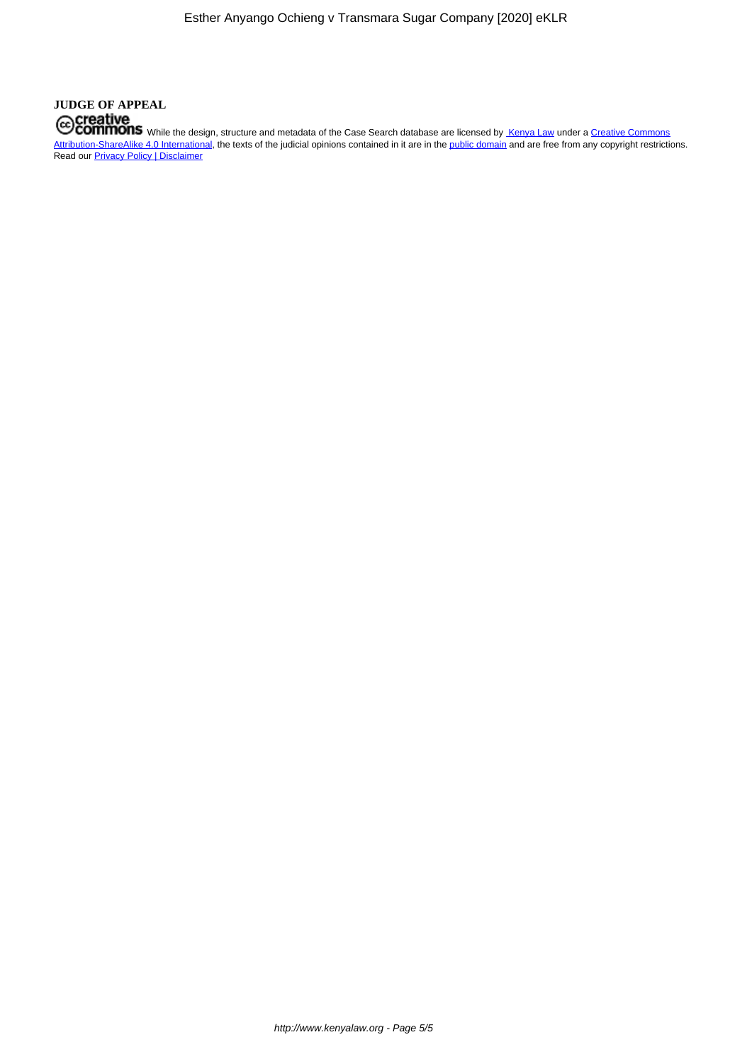**JUDGE OF APPEAL**

While the design, structure and metadata of the Case Search database are licensed by Kenya Law under a Creative Commons Attribution-ShareAlike 4.0 International, the texts of the judicial opinions contained in it are in the public domain and are free from any copyright restrictions. Read our Privacy Policy | Disclaimer